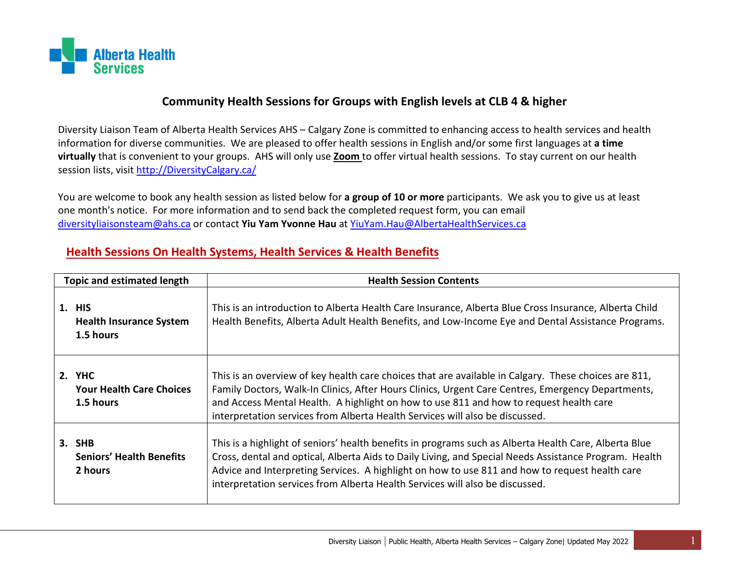# Community Health Sessions for Groups with English levels at CLB 4 & higher

Diversity Liaison Team of Alberta Health Services AHS – Calgary Zone is committed to enhancing access to health services and health information for diverse communities. We are pleased to offer health sessions in English and/or some first languages at **a time virtually** that is convenient to your groups. AHS will only use **Zoom** to offer virtual health sessions. To stay current on our health session lists, visit http://DiversityCalgary.ca/

You are welcome to book any health session as listed below for **a group of 10 or more** participants. We ask you to give us at least one month's notice. For more information and to send back the completed request form, you can email diversityliaisonsteam@ahs.ca or contact **Yiu Yam Yvonne Hau** at YiuYam.Hau@AlbertaHealthServices.ca

## Health Sessions On Health Systems, Health Services & Health Benefits

| Topic and estimated length | Health Session Contents |
|---|---|
| **1. HIS**<br>**Health Insurance System**<br>**1.5 hours** | This is an introduction to Alberta Health Care Insurance, Alberta Blue Cross Insurance, Alberta Child Health Benefits, Alberta Adult Health Benefits, and Low-Income Eye and Dental Assistance Programs. |
| **2. YHC**<br>**Your Health Care Choices**<br>**1.5 hours** | This is an overview of key health care choices that are available in Calgary. These choices are 811, Family Doctors, Walk-In Clinics, After Hours Clinics, Urgent Care Centres, Emergency Departments, and Access Mental Health. A highlight on how to use 811 and how to request health care interpretation services from Alberta Health Services will also be discussed. |
| **3. SHB**<br>**Seniors' Health Benefits**<br>**2 hours** | This is a highlight of seniors' health benefits in programs such as Alberta Health Care, Alberta Blue Cross, dental and optical, Alberta Aids to Daily Living, and Special Needs Assistance Program. Health Advice and Interpreting Services. A highlight on how to use 811 and how to request health care interpretation services from Alberta Health Services will also be discussed. |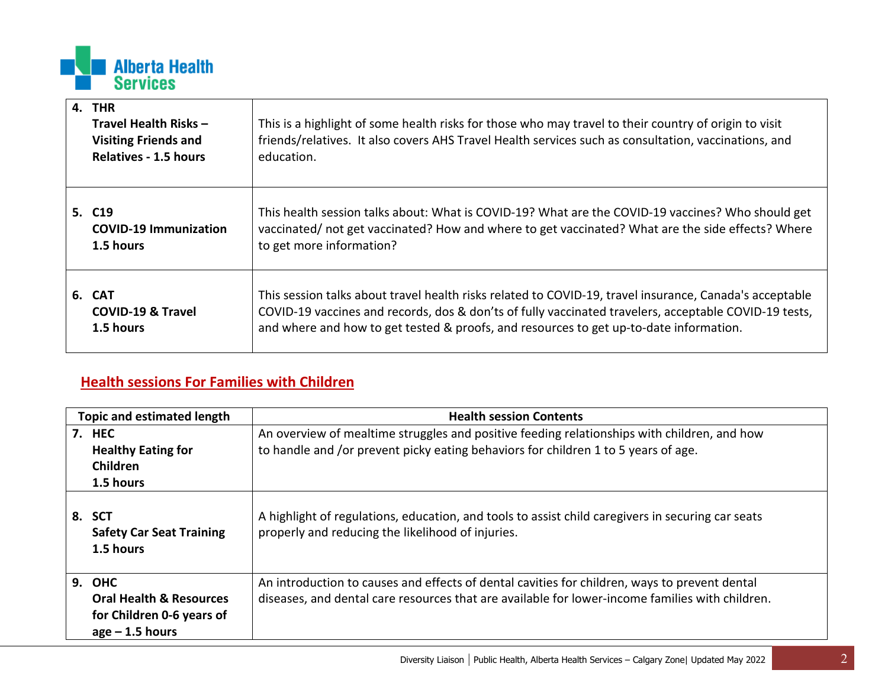| | |
|---|---|
| **4. THR**<br>**Travel Health Risks – Visiting Friends and Relatives - 1.5 hours** | This is a highlight of some health risks for those who may travel to their country of origin to visit friends/relatives. It also covers AHS Travel Health services such as consultation, vaccinations, and education. |
| **5. C19**<br>**COVID-19 Immunization**<br>**1.5 hours** | This health session talks about: What is COVID-19? What are the COVID-19 vaccines? Who should get vaccinated/ not get vaccinated? How and where to get vaccinated? What are the side effects? Where to get more information? |
| **6. CAT**<br>**COVID-19 & Travel**<br>**1.5 hours** | This session talks about travel health risks related to COVID-19, travel insurance, Canada's acceptable COVID-19 vaccines and records, dos & don'ts of fully vaccinated travelers, acceptable COVID-19 tests, and where and how to get tested & proofs, and resources to get up-to-date information. |

## Health sessions For Families with Children

| Topic and estimated length | Health session Contents |
|---|---|
| **7. HEC**<br>**Healthy Eating for Children**<br>**1.5 hours** | An overview of mealtime struggles and positive feeding relationships with children, and how to handle and /or prevent picky eating behaviors for children 1 to 5 years of age. |
| **8. SCT**<br>**Safety Car Seat Training**<br>**1.5 hours** | A highlight of regulations, education, and tools to assist child caregivers in securing car seats properly and reducing the likelihood of injuries. |
| **9. OHC**<br>**Oral Health & Resources for Children 0-6 years of age – 1.5 hours** | An introduction to causes and effects of dental cavities for children, ways to prevent dental diseases, and dental care resources that are available for lower-income families with children. |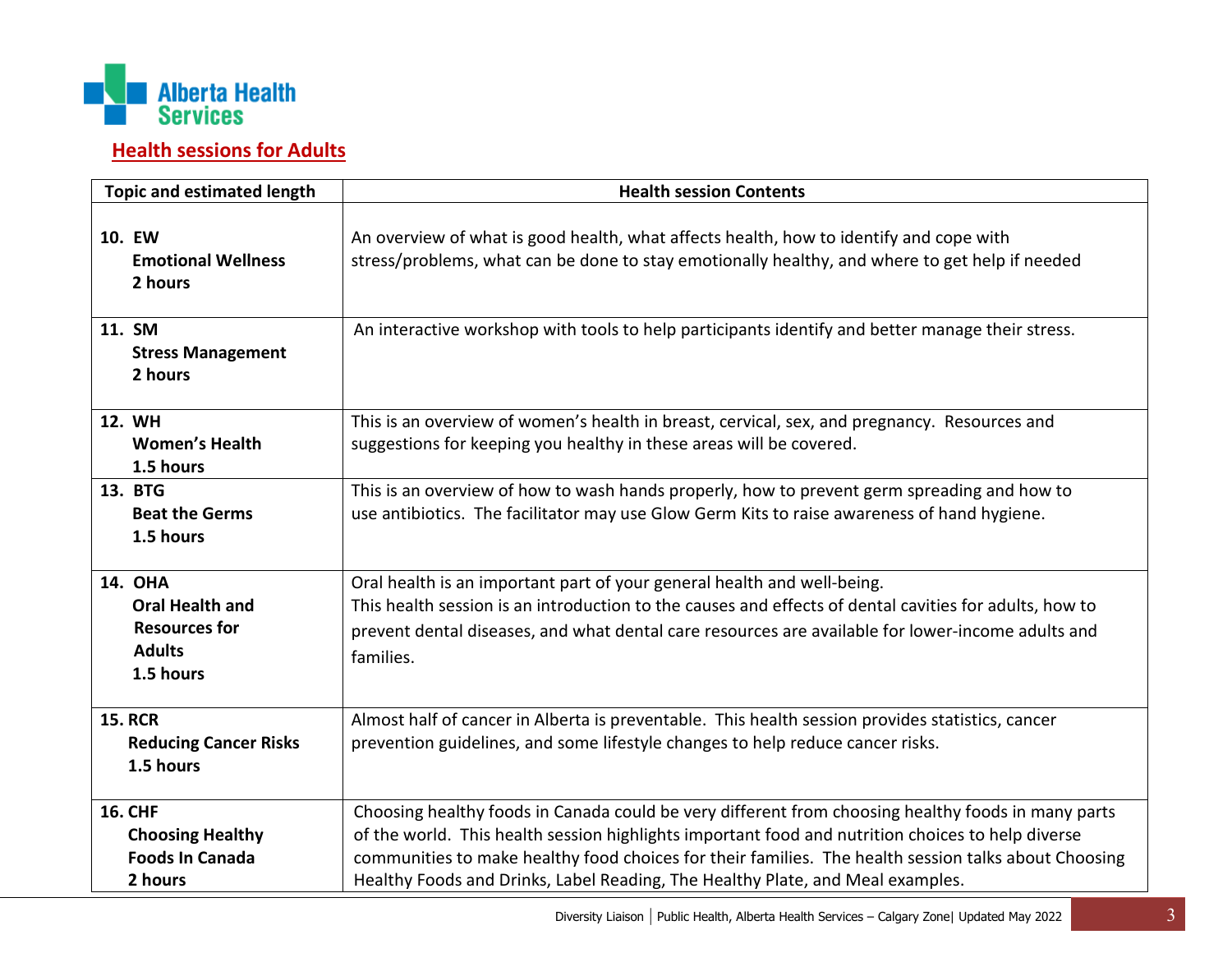## Health sessions for Adults

| Topic and estimated length | Health session Contents |
| --- | --- |
| **10. EW** **Emotional Wellness** **2 hours** | An overview of what is good health, what affects health, how to identify and cope with stress/problems, what can be done to stay emotionally healthy, and where to get help if needed |
| **11. SM** **Stress Management** **2 hours** | An interactive workshop with tools to help participants identify and better manage their stress. |
| **12. WH** **Women's Health** **1.5 hours** | This is an overview of women's health in breast, cervical, sex, and pregnancy. Resources and suggestions for keeping you healthy in these areas will be covered. |
| **13. BTG** **Beat the Germs** **1.5 hours** | This is an overview of how to wash hands properly, how to prevent germ spreading and how to use antibiotics. The facilitator may use Glow Germ Kits to raise awareness of hand hygiene. |
| **14. OHA** **Oral Health and Resources for Adults** **1.5 hours** | Oral health is an important part of your general health and well-being. This health session is an introduction to the causes and effects of dental cavities for adults, how to prevent dental diseases, and what dental care resources are available for lower-income adults and families. |
| **15. RCR** **Reducing Cancer Risks** **1.5 hours** | Almost half of cancer in Alberta is preventable. This health session provides statistics, cancer prevention guidelines, and some lifestyle changes to help reduce cancer risks. |
| **16. CHF** **Choosing Healthy Foods In Canada** **2 hours** | Choosing healthy foods in Canada could be very different from choosing healthy foods in many parts of the world. This health session highlights important food and nutrition choices to help diverse communities to make healthy food choices for their families. The health session talks about Choosing Healthy Foods and Drinks, Label Reading, The Healthy Plate, and Meal examples. |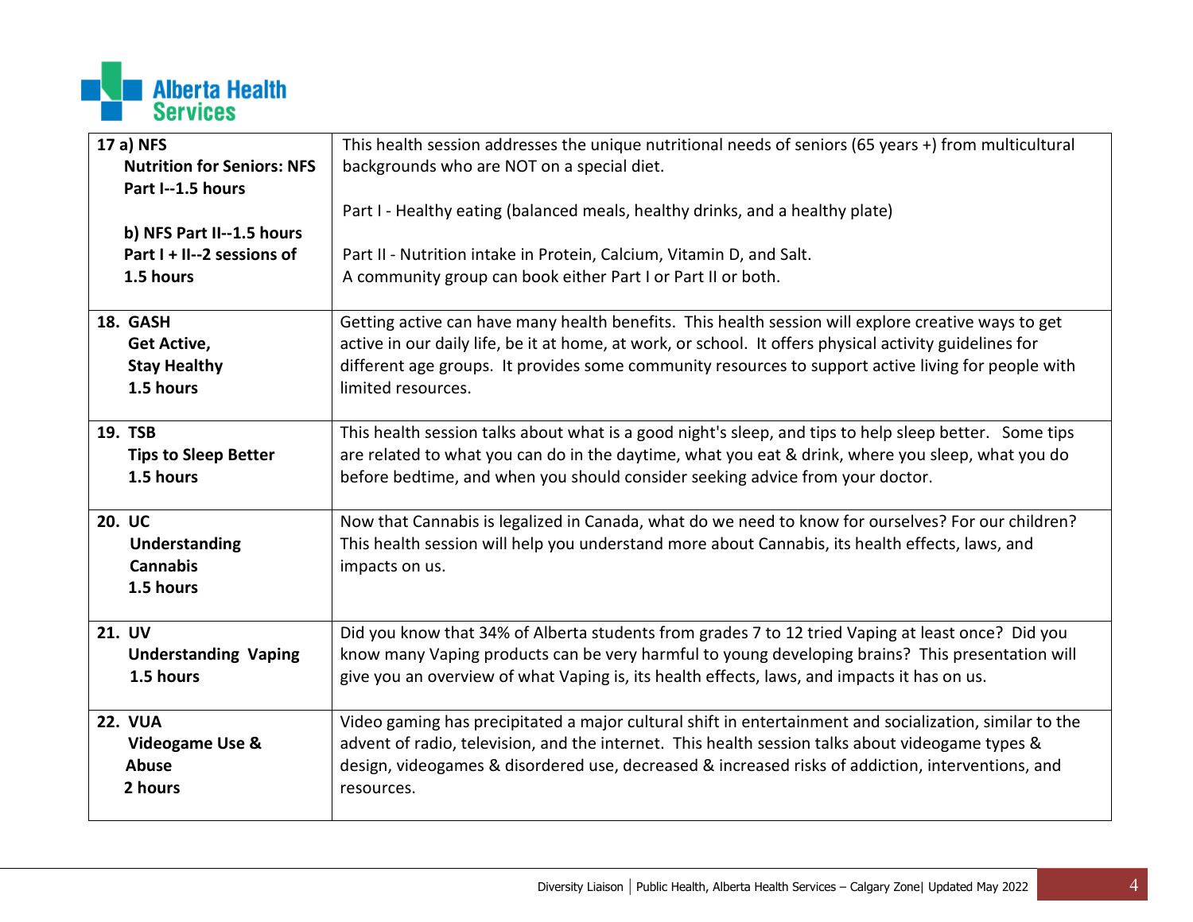| | |
|---|---|
| **17 a) NFS Nutrition for Seniors: NFS Part I--1.5 hours**<br><br>**b) NFS Part II--1.5 hours Part I + II--2 sessions of 1.5 hours** | This health session addresses the unique nutritional needs of seniors (65 years +) from multicultural backgrounds who are NOT on a special diet.<br><br>Part I - Healthy eating (balanced meals, healthy drinks, and a healthy plate)<br><br>Part II - Nutrition intake in Protein, Calcium, Vitamin D, and Salt.<br>A community group can book either Part I or Part II or both. |
| **18. GASH Get Active, Stay Healthy 1.5 hours** | Getting active can have many health benefits. This health session will explore creative ways to get active in our daily life, be it at home, at work, or school. It offers physical activity guidelines for different age groups. It provides some community resources to support active living for people with limited resources. |
| **19. TSB Tips to Sleep Better 1.5 hours** | This health session talks about what is a good night's sleep, and tips to help sleep better. Some tips are related to what you can do in the daytime, what you eat & drink, where you sleep, what you do before bedtime, and when you should consider seeking advice from your doctor. |
| **20. UC Understanding Cannabis 1.5 hours** | Now that Cannabis is legalized in Canada, what do we need to know for ourselves? For our children? This health session will help you understand more about Cannabis, its health effects, laws, and impacts on us. |
| **21. UV Understanding Vaping 1.5 hours** | Did you know that 34% of Alberta students from grades 7 to 12 tried Vaping at least once? Did you know many Vaping products can be very harmful to young developing brains? This presentation will give you an overview of what Vaping is, its health effects, laws, and impacts it has on us. |
| **22. VUA Videogame Use & Abuse 2 hours** | Video gaming has precipitated a major cultural shift in entertainment and socialization, similar to the advent of radio, television, and the internet. This health session talks about videogame types & design, videogames & disordered use, decreased & increased risks of addiction, interventions, and resources. |